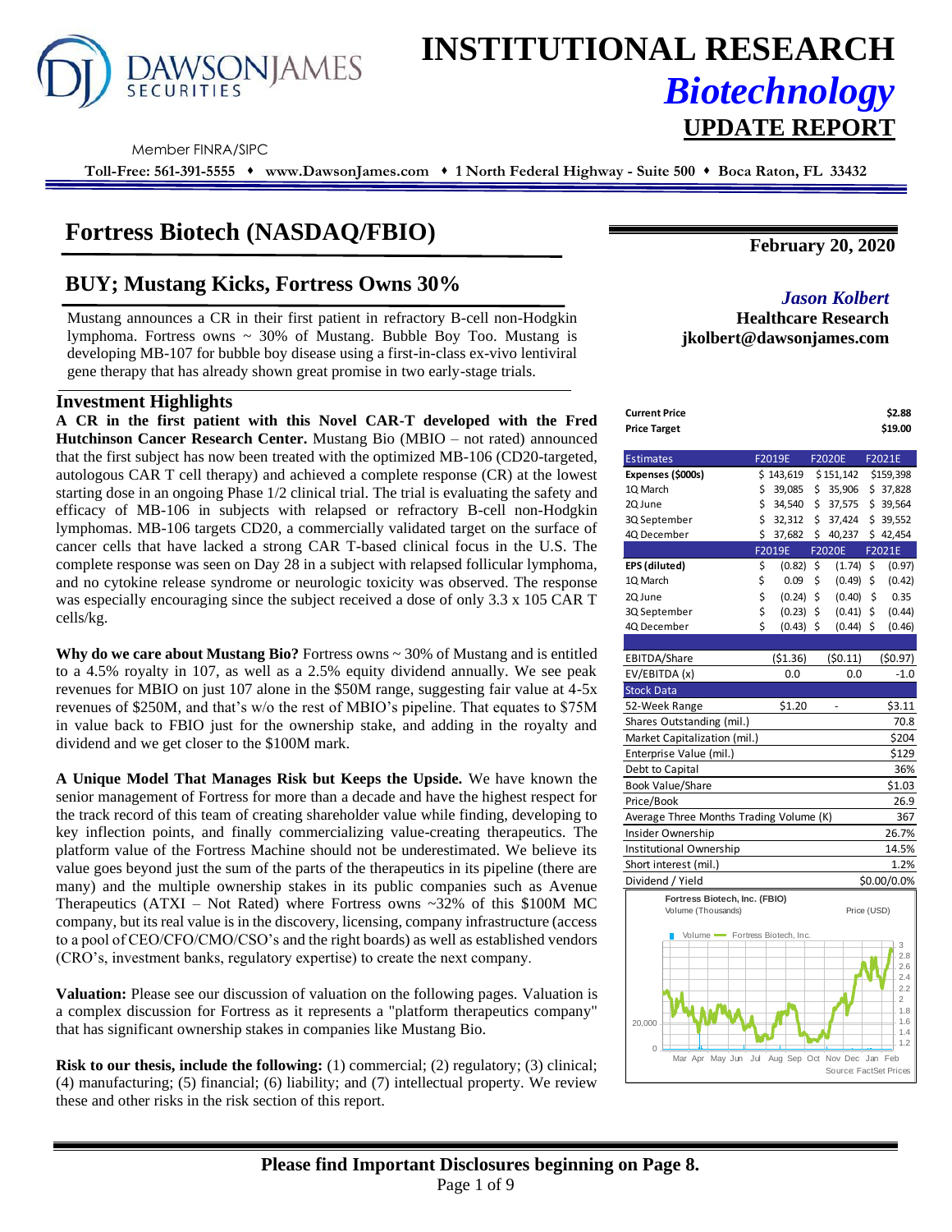# INSTITUTIONAL RESEARCH
## *Biotechnology*
## UPDATE REPORT

Member FINRA/SIPC

**Toll-Free: 561-391-5555 ♦ www.DawsonJames.com ♦ 1 North Federal Highway - Suite 500 ♦ Boca Raton, FL 33432**

# Fortress Biotech (NASDAQ/FBIO)

**February 20, 2020**

## BUY; Mustang Kicks, Fortress Owns 30%

*Jason Kolbert*
**Healthcare Research**
**jkolbert@dawsonjames.com**

Mustang announces a CR in their first patient in refractory B-cell non-Hodgkin lymphoma. Fortress owns ~ 30% of Mustang. Bubble Boy Too. Mustang is developing MB-107 for bubble boy disease using a first-in-class ex-vivo lentiviral gene therapy that has already shown great promise in two early-stage trials.

### Investment Highlights

**A CR in the first patient with this Novel CAR-T developed with the Fred Hutchinson Cancer Research Center.** Mustang Bio (MBIO – not rated) announced that the first subject has now been treated with the optimized MB-106 (CD20-targeted, autologous CAR T cell therapy) and achieved a complete response (CR) at the lowest starting dose in an ongoing Phase 1/2 clinical trial. The trial is evaluating the safety and efficacy of MB-106 in subjects with relapsed or refractory B-cell non-Hodgkin lymphomas. MB-106 targets CD20, a commercially validated target on the surface of cancer cells that have lacked a strong CAR T-based clinical focus in the U.S. The complete response was seen on Day 28 in a subject with relapsed follicular lymphoma, and no cytokine release syndrome or neurologic toxicity was observed. The response was especially encouraging since the subject received a dose of only 3.3 x 105 CAR T cells/kg.

**Why do we care about Mustang Bio?** Fortress owns ~ 30% of Mustang and is entitled to a 4.5% royalty in 107, as well as a 2.5% equity dividend annually. We see peak revenues for MBIO on just 107 alone in the $50M range, suggesting fair value at 4-5x revenues of $250M, and that's w/o the rest of MBIO's pipeline. That equates to $75M in value back to FBIO just for the ownership stake, and adding in the royalty and dividend and we get closer to the $100M mark.

**A Unique Model That Manages Risk but Keeps the Upside.** We have known the senior management of Fortress for more than a decade and have the highest respect for the track record of this team of creating shareholder value while finding, developing to key inflection points, and finally commercializing value-creating therapeutics. The platform value of the Fortress Machine should not be underestimated. We believe its value goes beyond just the sum of the parts of the therapeutics in its pipeline (there are many) and the multiple ownership stakes in its public companies such as Avenue Therapeutics (ATXI – Not Rated) where Fortress owns ~32% of this $100M MC company, but its real value is in the discovery, licensing, company infrastructure (access to a pool of CEO/CFO/CMO/CSO's and the right boards) as well as established vendors (CRO's, investment banks, regulatory expertise) to create the next company.

**Valuation:** Please see our discussion of valuation on the following pages. Valuation is a complex discussion for Fortress as it represents a "platform therapeutics company" that has significant ownership stakes in companies like Mustang Bio.

**Risk to our thesis, include the following:** (1) commercial; (2) regulatory; (3) clinical; (4) manufacturing; (5) financial; (6) liability; and (7) intellectual property. We review these and other risks in the risk section of this report.

| | |
|---|---|
| **Current Price** | **$2.88** |
| **Price Target** | **$19.00** |

| Estimates | F2019E | F2020E | F2021E |
|---|---|---|---|
| **Expenses ($000s)** | $ 143,619 | $ 151,142 | $159,398 |
| 1Q March | $ 39,085 | $ 35,906 | $ 37,828 |
| 2Q June | $ 34,540 | $ 37,575 | $ 39,564 |
| 3Q September | $ 32,312 | $ 37,424 | $ 39,552 |
| 4Q December | $ 37,682 | $ 40,237 | $ 42,454 |
| | **F2019E** | **F2020E** | **F2021E** |
| **EPS (diluted)** | $ (0.82) | $ (1.74) | $ (0.97) |
| 1Q March | $ 0.09 | $ (0.49) | $ (0.42) |
| 2Q June | $ (0.24) | $ (0.40) | $ 0.35 |
| 3Q September | $ (0.23) | $ (0.41) | $ (0.44) |
| 4Q December | $ (0.43) | $ (0.44) | $ (0.46) |
| | | | |
| EBITDA/Share | ($1.36) | ($0.11) | ($0.97) |
| EV/EBITDA (x) | 0.0 | 0.0 | -1.0 |

| Stock Data | | | |
|---|---|---|---|
| 52-Week Range | $1.20 | - | $3.11 |
| Shares Outstanding (mil.) | | | 70.8 |
| Market Capitalization (mil.) | | | $204 |
| Enterprise Value (mil.) | | | $129 |
| Debt to Capital | | | 36% |
| Book Value/Share | | | $1.03 |
| Price/Book | | | 26.9 |
| Average Three Months Trading Volume (K) | | | 367 |
| Insider Ownership | | | 26.7% |
| Institutional Ownership | | | 14.5% |
| Short interest (mil.) | | | 1.2% |
| Dividend / Yield | | | $0.00/0.0% |

Fortress Biotech, Inc. (FBIO)
Volume (Thousands) — Price (USD)
Source: FactSet Prices

**Please find Important Disclosures beginning on Page 8.**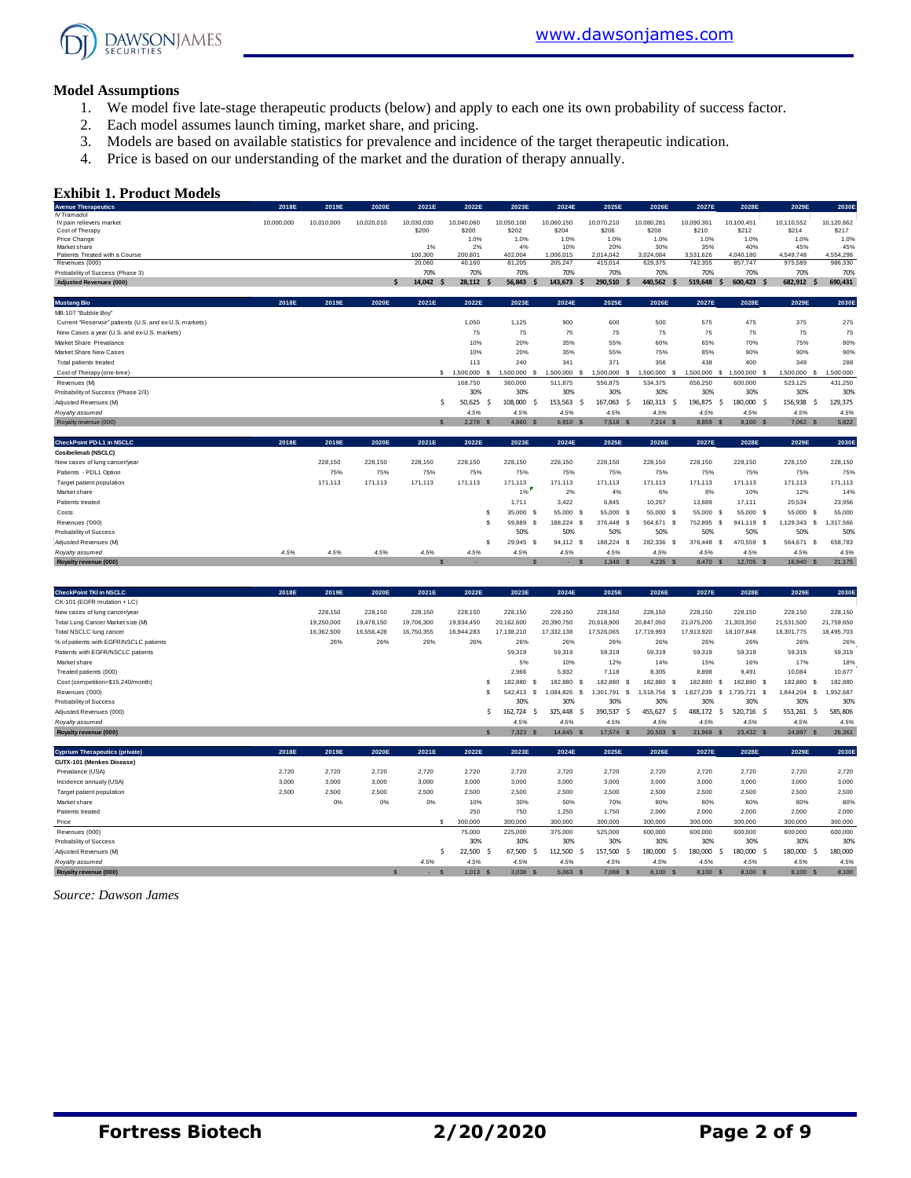## Model Assumptions

1. We model five late-stage therapeutic products (below) and apply to each one its own probability of success factor.
2. Each model assumes launch timing, market share, and pricing.
3. Models are based on available statistics for prevalence and incidence of the target therapeutic indication.
4. Price is based on our understanding of the market and the duration of therapy annually.

## Exhibit 1. Product Models

| Avenue Therapeutics | 2018E | 2019E | 2020E | 2021E | 2022E | 2023E | 2024E | 2025E | 2026E | 2027E | 2028E | 2029E | 2030E |
|---|---|---|---|---|---|---|---|---|---|---|---|---|---|
| IV Tramadol | | | | | | | | | | | | | |
| IV pain relievers market | 10,000,000 | 10,010,000 | 10,020,010 | 10,030,030 | 10,040,060 | 10,050,100 | 10,060,150 | 10,070,210 | 10,080,281 | 10,090,361 | 10,100,451 | 10,110,552 | 10,120,662 |
| Cost of Therapy | | | | $200 | $200 | $202 | $204 | $206 | $208 | $210 | $212 | $214 | $217 |
| Price Change | | | | | 1.0% | 1.0% | 1.0% | 1.0% | 1.0% | 1.0% | 1.0% | 1.0% | 1.0% |
| Market share | | | | 1% | 2% | 4% | 10% | 20% | 30% | 35% | 40% | 45% | 45% |
| Patients Treated with a Course | | | | 100,300 | 200,801 | 402,004 | 1,006,015 | 2,014,042 | 3,024,084 | 3,531,626 | 4,040,180 | 4,549,748 | 4,554,298 |
| Revenues (000) | | | | 20,060 | 40,160 | 81,205 | 205,247 | 415,014 | 629,375 | 742,355 | 857,747 | 975,589 | 986,330 |
| Probability of Success (Phase 3) | | | | 70% | 70% | 70% | 70% | 70% | 70% | 70% | 70% | 70% | 70% |
| **Adjusted Revenues (000)** | | | | $ 14,042 | $ 28,112 | $ 56,843 | $ 143,673 | $ 290,510 | $ 440,562 | $ 519,648 | $ 600,423 | $ 682,912 | $ 690,431 |

| Mustang Bio | 2018E | 2019E | 2020E | 2021E | 2022E | 2023E | 2024E | 2025E | 2026E | 2027E | 2028E | 2029E | 2030E |
|---|---|---|---|---|---|---|---|---|---|---|---|---|---|
| MB-107 "Bubble Boy" | | | | | | | | | | | | | |
| Current "Reservoir" patients (U.S. and ex-U.S. markets) | | | | | 1,050 | 1,125 | 900 | 600 | 500 | 575 | 475 | 375 | 275 |
| New Cases a year (U.S. and ex-U.S. markets) | | | | | 75 | 75 | 75 | 75 | 75 | 75 | 75 | 75 | 75 |
| Market Share Prevalance | | | | | 10% | 20% | 35% | 55% | 60% | 65% | 70% | 75% | 80% |
| Market Share New Cases | | | | | 10% | 20% | 35% | 55% | 75% | 85% | 90% | 90% | 90% |
| Total patients treated | | | | | 113 | 240 | 341 | 371 | 356 | 438 | 400 | 349 | 288 |
| Cost of Therapy (one-time) | | | | | $ 1,500,000 | $ 1,500,000 | $ 1,500,000 | $ 1,500,000 | $ 1,500,000 | $ 1,500,000 | $ 1,500,000 | $ 1,500,000 | $ 1,500,000 |
| Revenues (M) | | | | | 168,750 | 360,000 | 511,875 | 556,875 | 534,375 | 656,250 | 600,000 | 523,125 | 431,250 |
| Probability of Success (Phase 2/3) | | | | | 30% | 30% | 30% | 30% | 30% | 30% | 30% | 30% | 30% |
| Adjusted Revenues (M) | | | | | $ 50,625 | $ 108,000 | $ 153,563 | $ 167,063 | $ 160,313 | $ 196,875 | $ 180,000 | $ 156,938 | $ 129,375 |
| *Royalty assumed* | | | | | *4.5%* | *4.5%* | *4.5%* | *4.5%* | *4.5%* | *4.5%* | *4.5%* | *4.5%* | *4.5%* |
| Royalty revenue (000) | | | | | $ 2,278 | $ 4,860 | $ 6,910 | $ 7,518 | $ 7,214 | $ 8,859 | $ 8,100 | $ 7,062 | $ 5,822 |

| CheckPoint PD-L1 in NSCLC | 2018E | 2019E | 2020E | 2021E | 2022E | 2023E | 2024E | 2025E | 2026E | 2027E | 2028E | 2029E | 2030E |
|---|---|---|---|---|---|---|---|---|---|---|---|---|---|
| **Cosibelimab (NSCLC)** | | | | | | | | | | | | | |
| New cases of lung cancer/year | | 228,150 | 228,150 | 228,150 | 228,150 | 228,150 | 228,150 | 228,150 | 228,150 | 228,150 | 228,150 | 228,150 | 228,150 |
| Patients - PDL1 Option | | 75% | 75% | 75% | 75% | 75% | 75% | 75% | 75% | 75% | 75% | 75% | 75% |
| Target patient population | | 171,113 | 171,113 | 171,113 | 171,113 | 171,113 | 171,113 | 171,113 | 171,113 | 171,113 | 171,113 | 171,113 | 171,113 |
| Market share | | | | | | 1% | 2% | 4% | 6% | 8% | 10% | 12% | 14% |
| Patients treated | | | | | | 1,711 | 3,422 | 6,845 | 10,267 | 13,689 | 17,111 | 20,534 | 23,956 |
| Costs | | | | | | $ 35,000 | $ 55,000 | $ 55,000 | $ 55,000 | $ 55,000 | $ 55,000 | $ 55,000 | 55,000 |
| Revenues ('000) | | | | | | $ 59,889 | $ 188,224 | $ 376,448 | $ 564,671 | $ 752,895 | $ 941,119 | $ 1,129,343 | $ 1,317,566 |
| Probability of Success | | | | | | 50% | 50% | 50% | 50% | 50% | 50% | 50% | 50% |
| Adjusted Revenues (M) | | | | | | $ 29,945 | $ 94,112 | $ 188,224 | $ 282,336 | $ 376,448 | $ 470,559 | $ 564,671 | $ 658,783 |
| *Royalty assumed* | *4.5%* | *4.5%* | *4.5%* | *4.5%* | *4.5%* | *4.5%* | *4.5%* | *4.5%* | *4.5%* | *4.5%* | *4.5%* | *4.5%* | *4.5%* |
| **Royalty revenue (000)** | | | | | $ - | | $ - | $ 1,348 | $ 4,235 | $ 8,470 | $ 12,705 | $ 16,940 | $ 21,175 |

| CheckPoint TKI in NSCLC | 2018E | 2019E | 2020E | 2021E | 2022E | 2023E | 2024E | 2025E | 2026E | 2027E | 2028E | 2029E | 2030E |
|---|---|---|---|---|---|---|---|---|---|---|---|---|---|
| CK-101 (EGFR mutation + LC) | | | | | | | | | | | | | |
| New cases of lung cancer/year | | 228,150 | 228,150 | 228,150 | 228,150 | 228,150 | 228,150 | 228,150 | 228,150 | 228,150 | 228,150 | 228,150 | 228,150 |
| Total Lung Cancer Market size (M) | | 19,250,000 | 19,478,150 | 19,706,300 | 19,934,450 | 20,162,600 | 20,390,750 | 20,618,900 | 20,847,050 | 21,075,200 | 21,303,350 | 21,531,500 | 21,759,650 |
| Total NSCLC lung cancer | | 16,362,500 | 16,556,428 | 16,750,355 | 16,944,283 | 17,138,210 | 17,332,138 | 17,526,065 | 17,719,993 | 17,913,920 | 18,107,848 | 18,301,775 | 18,495,703 |
| % of patients with EGFR/NSCLC patients | | 26% | 26% | 26% | 26% | 26% | 26% | 26% | 26% | 26% | 26% | 26% | 26% |
| Patients with EGFR/NSCLC patients | | | | | | 59,319 | 59,319 | 59,319 | 59,319 | 59,319 | 59,319 | 59,319 | 59,319 |
| Market share | | | | | | 5% | 10% | 12% | 14% | 15% | 16% | 17% | 18% |
| Treated patients (000) | | | | | | 2,966 | 5,932 | 7,118 | 8,305 | 8,898 | 9,491 | 10,084 | 10,677 |
| Cost (competition=$15,240/month) | | | | | | $ 182,880 | $ 182,880 | $ 182,880 | $ 182,880 | $ 182,880 | $ 182,880 | $ 182,880 | $ 182,880 |
| Revenues ('000) | | | | | | $ 542,413 | $ 1,084,826 | $ 1,301,791 | $ 1,518,756 | $ 1,627,239 | $ 1,735,721 | $ 1,844,204 | $ 1,952,687 |
| Probability of Success | | | | | | 30% | 30% | 30% | 30% | 30% | 30% | 30% | 30% |
| Adjusted Revenues (000) | | | | | | $ 162,724 | $ 325,448 | $ 390,537 | $ 455,627 | $ 488,172 | $ 520,716 | $ 553,261 | $ 585,806 |
| *Royalty assumed* | | | | | | *4.5%* | *4.5%* | *4.5%* | *4.5%* | *4.5%* | *4.5%* | *4.5%* | *4.5%* |
| **Royalty revenue (000)** | | | | | | $ 7,323 | $ 14,645 | $ 17,574 | $ 20,503 | $ 21,968 | $ 23,432 | $ 24,897 | $ 26,361 |

| Cyprium Therapeutics (private) | 2018E | 2019E | 2020E | 2021E | 2022E | 2023E | 2024E | 2025E | 2026E | 2027E | 2028E | 2029E | 2030E |
|---|---|---|---|---|---|---|---|---|---|---|---|---|---|
| **CUTX-101 (Menkes Disease)** | | | | | | | | | | | | | |
| Prevalance (USA) | 2,720 | 2,720 | 2,720 | 2,720 | 2,720 | 2,720 | 2,720 | 2,720 | 2,720 | 2,720 | 2,720 | 2,720 | 2,720 |
| Incidence annualy (USA) | 3,000 | 3,000 | 3,000 | 3,000 | 3,000 | 3,000 | 3,000 | 3,000 | 3,000 | 3,000 | 3,000 | 3,000 | 3,000 |
| Target patient population | 2,500 | 2,500 | 2,500 | 2,500 | 2,500 | 2,500 | 2,500 | 2,500 | 2,500 | 2,500 | 2,500 | 2,500 | 2,500 |
| Market share | | 0% | 0% | 0% | 10% | 30% | 50% | 70% | 80% | 80% | 80% | 80% | 80% |
| Patients treated | | | | | 250 | 750 | 1,250 | 1,750 | 2,000 | 2,000 | 2,000 | 2,000 | 2,000 |
| Price | | | | | $ 300,000 | 300,000 | 300,000 | 300,000 | 300,000 | 300,000 | 300,000 | 300,000 | 300,000 |
| Revenues (000) | | | | | | 75,000 | 225,000 | 375,000 | 525,000 | 600,000 | 600,000 | 600,000 | 600,000 |
| Probability of Success | | | | | | 30% | 30% | 30% | 30% | 30% | 30% | 30% | 30% |
| Adjusted Revenues (M) | | | | | $ 22,500 | $ 67,500 | $ 112,500 | $ 157,500 | $ 180,000 | $ 180,000 | $ 180,000 | $ 180,000 | 180,000 |
| *Royalty assumed* | | | | *4.5%* | *4.5%* | *4.5%* | *4.5%* | *4.5%* | *4.5%* | *4.5%* | *4.5%* | *4.5%* | *4.5%* |
| **Royalty revenue (000)** | | | | $ - | $ 1,013 | $ 3,038 | $ 5,063 | $ 7,088 | $ 8,100 | $ 8,100 | $ 8,100 | $ 8,100 | 8,100 |

*Source: Dawson James*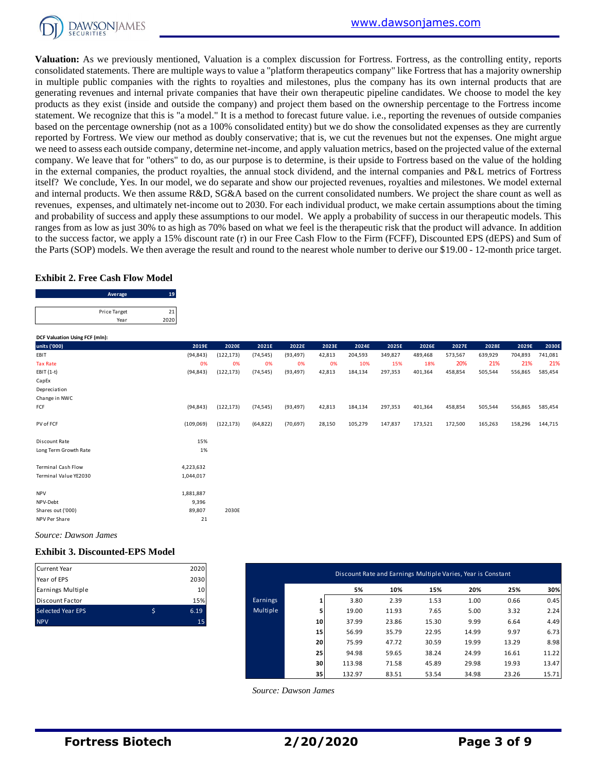**Valuation:** As we previously mentioned, Valuation is a complex discussion for Fortress. Fortress, as the controlling entity, reports consolidated statements. There are multiple ways to value a "platform therapeutics company" like Fortress that has a majority ownership in multiple public companies with the rights to royalties and milestones, plus the company has its own internal products that are generating revenues and internal private companies that have their own therapeutic pipeline candidates. We choose to model the key products as they exist (inside and outside the company) and project them based on the ownership percentage to the Fortress income statement. We recognize that this is "a model." It is a method to forecast future value. i.e., reporting the revenues of outside companies based on the percentage ownership (not as a 100% consolidated entity) but we do show the consolidated expenses as they are currently reported by Fortress. We view our method as doubly conservative; that is, we cut the revenues but not the expenses. One might argue we need to assess each outside company, determine net-income, and apply valuation metrics, based on the projected value of the external company. We leave that for "others" to do, as our purpose is to determine, is their upside to Fortress based on the value of the holding in the external companies, the product royalties, the annual stock dividend, and the internal companies and P&L metrics of Fortress itself? We conclude, Yes. In our model, we do separate and show our projected revenues, royalties and milestones. We model external and internal products. We then assume R&D, SG&A based on the current consolidated numbers. We project the share count as well as revenues, expenses, and ultimately net-income out to 2030. For each individual product, we make certain assumptions about the timing and probability of success and apply these assumptions to our model. We apply a probability of success in our therapeutic models. This ranges from as low as just 30% to as high as 70% based on what we feel is the therapeutic risk that the product will advance. In addition to the success factor, we apply a 15% discount rate (r) in our Free Cash Flow to the Firm (FCFF), Discounted EPS (dEPS) and Sum of the Parts (SOP) models. We then average the result and round to the nearest whole number to derive our $19.00 - 12-month price target.

### Exhibit 2. Free Cash Flow Model

| Average | 19 |
|---|---|

| Price Target | 21 |
|---|---|
| Year | 2020 |

**DCF Valuation Using FCF (mln):**

| units ('000) | 2019E | 2020E | 2021E | 2022E | 2023E | 2024E | 2025E | 2026E | 2027E | 2028E | 2029E | 2030E |
|---|---|---|---|---|---|---|---|---|---|---|---|---|
| EBIT | (94,843) | (122,173) | (74,545) | (93,497) | 42,813 | 204,593 | 349,827 | 489,468 | 573,567 | 639,929 | 704,893 | 741,081 |
| Tax Rate | 0% | 0% | 0% | 0% | 0% | 10% | 15% | 18% | 20% | 21% | 21% | 21% |
| EBIT (1-t) | (94,843) | (122,173) | (74,545) | (93,497) | 42,813 | 184,134 | 297,353 | 401,364 | 458,854 | 505,544 | 556,865 | 585,454 |
| CapEx | | | | | | | | | | | | |
| Depreciation | | | | | | | | | | | | |
| Change in NWC | | | | | | | | | | | | |
| FCF | (94,843) | (122,173) | (74,545) | (93,497) | 42,813 | 184,134 | 297,353 | 401,364 | 458,854 | 505,544 | 556,865 | 585,454 |
| PV of FCF | (109,069) | (122,173) | (64,822) | (70,697) | 28,150 | 105,279 | 147,837 | 173,521 | 172,500 | 165,263 | 158,296 | 144,715 |
| Discount Rate | 15% | | | | | | | | | | | |
| Long Term Growth Rate | 1% | | | | | | | | | | | |
| Terminal Cash Flow | 4,223,632 | | | | | | | | | | | |
| Terminal Value YE2030 | 1,044,017 | | | | | | | | | | | |
| NPV | 1,881,887 | | | | | | | | | | | |
| NPV-Debt | 9,396 | | | | | | | | | | | |
| Shares out ('000) | 89,807 | 2030E | | | | | | | | | | |
| NPV Per Share | 21 | | | | | | | | | | | |

*Source: Dawson James*

### Exhibit 3. Discounted-EPS Model

| Current Year | | 2020 |
|---|---|---|
| Year of EPS | | 2030 |
| Earnings Multiple | | 10 |
| Discount Factor | | 15% |
| Selected Year EPS | $ | 6.19 |
| NPV | | 15 |

| Discount Rate and Earnings Multiple Varies, Year is Constant | | | | | | | |
|---|---|---|---|---|---|---|---|
| | | 5% | 10% | 15% | 20% | 25% | 30% |
| Earnings Multiple | 1 | 3.80 | 2.39 | 1.53 | 1.00 | 0.66 | 0.45 |
| | 5 | 19.00 | 11.93 | 7.65 | 5.00 | 3.32 | 2.24 |
| | 10 | 37.99 | 23.86 | 15.30 | 9.99 | 6.64 | 4.49 |
| | 15 | 56.99 | 35.79 | 22.95 | 14.99 | 9.97 | 6.73 |
| | 20 | 75.99 | 47.72 | 30.59 | 19.99 | 13.29 | 8.98 |
| | 25 | 94.98 | 59.65 | 38.24 | 24.99 | 16.61 | 11.22 |
| | 30 | 113.98 | 71.58 | 45.89 | 29.98 | 19.93 | 13.47 |
| | 35 | 132.97 | 83.51 | 53.54 | 34.98 | 23.26 | 15.71 |

*Source: Dawson James*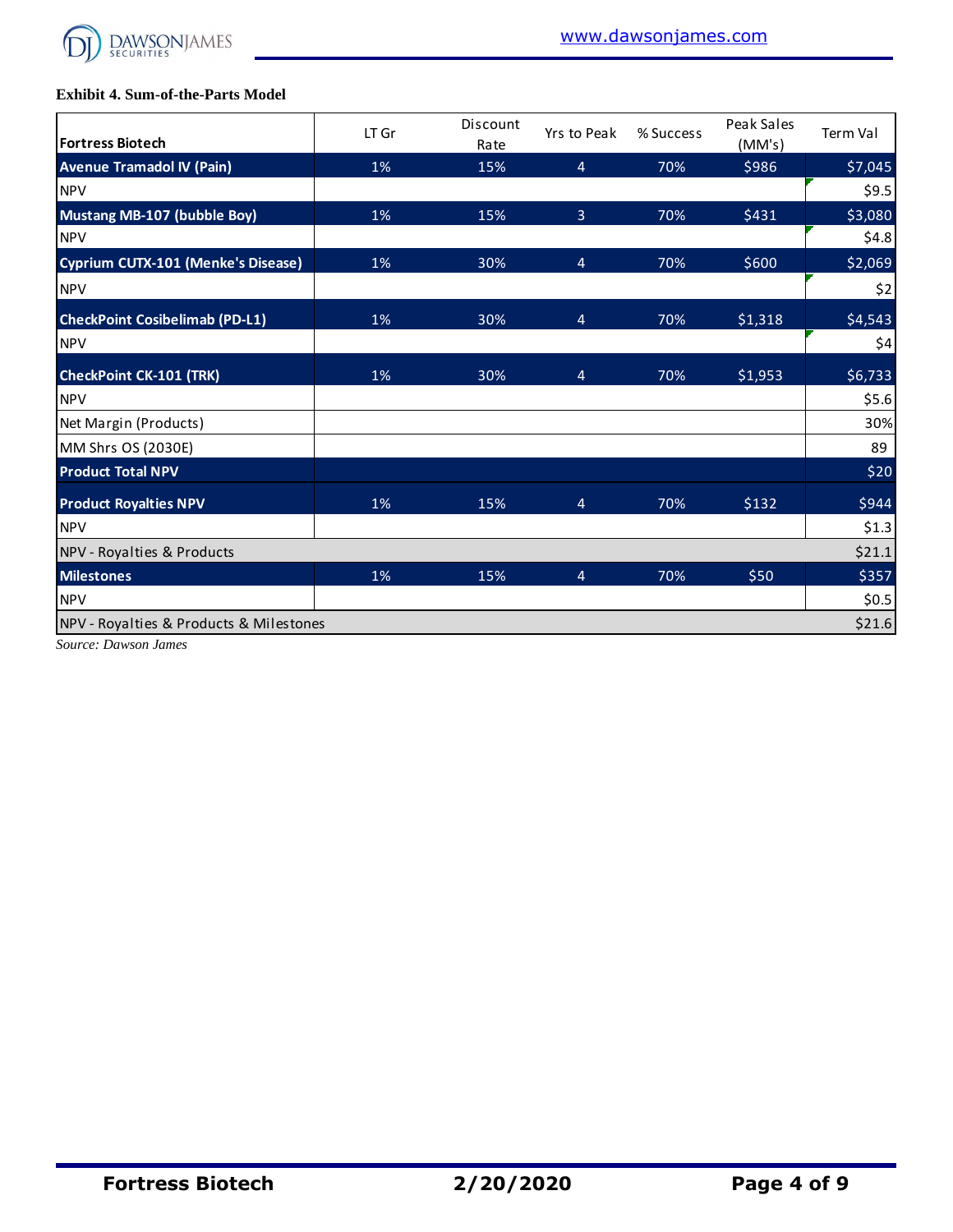**Exhibit 4. Sum-of-the-Parts Model**

| Fortress Biotech | LT Gr | Discount Rate | Yrs to Peak | % Success | Peak Sales (MM's) | Term Val |
|---|---|---|---|---|---|---|
| **Avenue Tramadol IV (Pain)** | 1% | 15% | 4 | 70% | $986 | $7,045 |
| NPV | | | | | | $9.5 |
| **Mustang MB-107 (bubble Boy)** | 1% | 15% | 3 | 70% | $431 | $3,080 |
| NPV | | | | | | $4.8 |
| **Cyprium CUTX-101 (Menke's Disease)** | 1% | 30% | 4 | 70% | $600 | $2,069 |
| NPV | | | | | | $2 |
| **CheckPoint Cosibelimab (PD-L1)** | 1% | 30% | 4 | 70% | $1,318 | $4,543 |
| NPV | | | | | | $4 |
| **CheckPoint CK-101 (TRK)** | 1% | 30% | 4 | 70% | $1,953 | $6,733 |
| NPV | | | | | | $5.6 |
| Net Margin (Products) | | | | | | 30% |
| MM Shrs OS (2030E) | | | | | | 89 |
| **Product Total NPV** | | | | | | $20 |
| **Product Royalties NPV** | 1% | 15% | 4 | 70% | $132 | $944 |
| NPV | | | | | | $1.3 |
| NPV - Royalties & Products | | | | | | $21.1 |
| **Milestones** | 1% | 15% | 4 | 70% | $50 | $357 |
| NPV | | | | | | $0.5 |
| NPV - Royalties & Products & Milestones | | | | | | $21.6 |

*Source: Dawson James*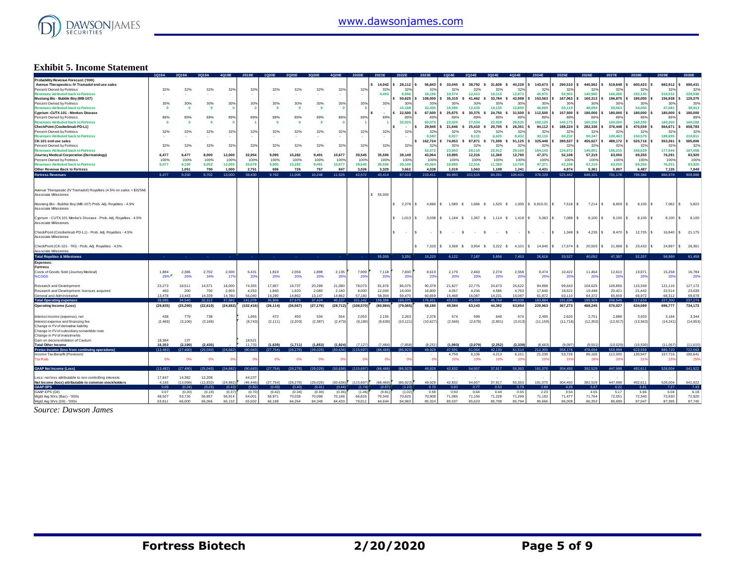| | 1Q19A | 2Q19A | 3Q19A | 4Q19E | 2019E | 1Q20E | 2Q20E | 3Q20E | 4Q20E | 2020E | 2021E | 2022E | 2023E | 1Q24E | 2Q24E | 3Q24E | 4Q24E | 2024E | 2025E | 2026E | 2027E | 2028E | 2029E | 2030E |
|---|---|---|---|---|---|---|---|---|---|---|---|---|---|---|---|---|---|---|---|---|---|---|---|---|
| **Probability Revenue Forecast: ('000)** | | | | | | | | | | | | | | | | | | | | | | | | |
| **Avenue Therapeutics: IV Tramadol end use sales** | | | | | | | | | | | $ 14,042 | $ 28,112 | $ 56,843 | $ 33,045 | $ 38,792 | $ 31,608 | $ 40,228 | $ 143,673 | $ 290,510 | $ 440,562 | $ 519,648 | $ 600,423 | $ 682,912 | $ 690,431 |
| Percent Owned by Fortress | 32% | 32% | 32% | 32% | 32% | 32% | 32% | 32% | 32% | 32% | 32% | 32% | 32% | 32% | 32% | 32% | 32% | 32% | 32% | 32% | 32% | 32% | 32% | 32% |
| **Revenues Atributed back to Fortress** | - | - | - | - | - | - | - | - | - | - | 4,493 | 8,996 | 18,190 | 10,574 | 12,413 | 10,115 | 12,873 | 45,975 | 92,963 | 140,980 | 166,288 | 192,135 | 218,532 | 220,938 |
| **Mustang Bio - Bubble Boy (MB-107)** | | | | | | | | | | | | $ 50,625 | $ 108,000 | $ 35,319 | $ 41,462 | $ 33,784 | $ 42,998 | $ 153,563 | $ 167,063 | $ 160,313 | $ 196,875 | $ 180,000 | $ 156,938 | $ 129,375 |
| Percent Owned by Fortress | 30% | 30% | 30% | 30% | 30% | 30% | 30% | 30% | 30% | 30% | 30% | 30% | 30% | 30% | 30% | 30% | 30% | 30% | 30% | 30% | 30% | 30% | 30% | 30% |
| **Revenues Atributed back to Fortress** | 0 | 0 | 0 | 0 | 0 | 0 | 0 | 0 | 0 | 0 | - | 15,188 | 32,400 | 10,596 | 12,439 | 10,135 | 12,899 | 46,069 | 50,119 | 48,094 | 59,063 | 54,000 | 47,081 | 38,813 |
| **Cyprium -CUTX-101 - Menkes Disease** | | | | | | | | | | | $ - | $ 22,500 | $ 67,500 | $ 25,875 | $ 30,375 | $ 24,750 | $ 31,500 | $ 112,500 | $ 157,500 | $ 180,000 | $ 180,000 | $ 180,000 | $ 180,000 | $ 180,000 |
| Percent Owned by Fortress | 89% | 89% | 89% | 89% | 89% | 89% | 89% | 89% | 89% | 89% | 89% | 89% | 89% | 89% | 89% | 89% | 89% | 89% | 89% | 89% | 89% | 89% | 89% | 89% |
| **Revenues Atributed back to Fortress** | 0 | 0 | 0 | 0 | 1 | 0 | 0 | 0 | 0 | 1 | 1 | 20,025 | 60,075 | 23,029 | 27,034 | 22,028 | 28,035 | 100,125 | 140,175 | 160,200 | 160,200 | 160,200 | 160,200 | 160,200 |
| **CheckPoint (Cosibelimab PD-L1)** | | | | | | | | | | | | $ - | $ 29,945 | $ 21,646 | $ 25,410 | $ 20,705 | $ 26,351 | $ 94,112 | $ 188,224 | $ 282,336 | $ 376,448 | $ 470,559 | $ 564,671 | $ 658,783 |
| Percent Owned by Fortress | 32% | 32% | 32% | 32% | 32% | 32% | 32% | 32% | 32% | 32% | 32% | 32% | 32% | 32% | 32% | 32% | 32% | 32% | 32% | 32% | 32% | 32% | 32% | 32% |
| **Revenues Atributed back to Fortress** | - | - | - | - | - | - | - | - | - | - | - | - | 9,582 | 6,927 | 8,131 | 6,625 | 8,432 | 30,116 | 60,232 | 90,347 | 120,463 | 150,579 | 180,695 | 210,811 |
| **CK-101 end use sales** | | | | | | | | | | | | | $ 162,724 | $ 74,853 | $ 87,871 | $ 71,599 | $ 91,125 | $ 325,448 | $ 390,537 | $ 455,627 | $ 488,172 | $ 520,716 | $ 553,261 | $ 585,806 |
| Percent Owned by Fortress | 32% | 32% | 32% | 32% | 32% | 32% | 32% | 32% | 32% | 32% | 32% | 32% | 32% | 32% | 32% | 32% | 32% | 32% | 32% | 32% | 32% | 32% | 32% | 32% |
| **Revenues Atributed back to Fortress** | - | - | - | - | - | - | - | - | - | - | - | - | 52,072 | 23,953 | 28,119 | 22,912 | 29,160 | 104,143 | 124,972 | 145,801 | 156,215 | 166,629 | 177,044 | 187,458 |
| **Journey Medical Corporation (Dermatology)** | 6,477 | 6,477 | 8,000 | 12,000 | 32,954 | 9,095 | 10,282 | 9,491 | 10,677 | 39,545 | 35,590 | 39,149 | 43,064 | 10,895 | 12,316 | 11,369 | 12,790 | 47,371 | 52,108 | 57,319 | 63,050 | 69,355 | 76,291 | 83,920 |
| Percent Owned by Fortress | 100% | 100% | 100% | 100% | 100% | 100% | 100% | 100% | 100% | 100% | 100% | 100% | 100% | 100% | 100% | 100% | 100% | 100% | 100% | 100% | 100% | 100% | 100% | 100% |
| **Revenues Atributed back to Fortress** | 6,477 | 8,199 | 9,002 | 12,000 | 35,678 | 9,095 | 10,282 | 9,491 | 10,677 | 39,545 | 35,590 | 39,149 | 43,064 | 10,895 | 12,316 | 11,369 | 12,790 | 47,371 | 52,108 | 57,319 | 63,050 | 69,355 | 76,291 | 83,920 |
| **Other Revenue Back to Fortress** | - | 1,051 | 700 | 1,000 | 2,751 | 696 | 726 | 757 | 847 | 3,026 | 3,329 | 3,662 | 4,028 | 1,019 | 1,063 | 1,108 | 1,241 | 4,431 | 4,874 | 5,361 | 5,897 | 6,487 | 7,135 | 7,849 |
| **Fortress Revenues** | 6,477 | 9,250 | 9,702 | 13,000 | 38,430 | 9,792 | 11,008 | 10,248 | 11,525 | 42,572 | 43,414 | 87,019 | 219,411 | 86,993 | 101,515 | 84,291 | 105,431 | 378,229 | 525,442 | 648,101 | 731,176 | 799,386 | 866,978 | 909,988 |
| Avenue Therapeutic (IV Tramadol) Royalties (4.5% on sales > $325M) | | | | | | | | | | | | | | | | | | | | | | | | |
| Associate Milestones | | | | | | | | | | | $ 55,000 | | | | | | | | | | | | | |
| Mustang Bio - Bubble Boy (MB-107) Prob. Adj. Royalties - 4.5% | | | | | | | | | | | | $ 2,278 | $ 4,860 | $ 1,589 | $ 1,866 | $ 1,520 | $ 1,935 | $ 6,910.31 | $ 7,518 | $ 7,214 | $ 8,859 | $ 8,100 | $ 7,062 | $ 5,822 |
| Associate Milestones | | | | | | | | | | | | | | | | | | | | | | | | |
| Cyprium - CUTX-101 Menke's Disease - Prob. Adj. Royalties - 4.5% | | | | | | | | | | | | $ 1,013 | $ 3,038 | $ 1,164 | $ 1,367 | $ 1,114 | $ 1,418 | $ 5,063 | $ 7,088 | $ 8,100 | $ 8,100 | $ 8,100 | $ 8,100 | $ 8,100 |
| Associate Milestones | | | | | | | | | | | | | | | | | | | | | | | | |
| CheckPoint (Cosibelmab PD-L1) - Prob. Adj. Royalties - 4.5% | | | | | | | | | | | | $ - | $ - | $ - | $ - | $ - | $ - | $ - | $ 1,348 | $ 4,235 | $ 8,470 | $ 12,705 | $ 16,940 | $ 21,175 |
| Associate Milestones | | | | | | | | | | | | | | | | | | | | | | | | |
| CheckPoint (CK-101 - TKI) - Prob. Adj. Royalties - 4.5% | | | | | | | | | | | | | $ 7,323 | $ 3,368 | $ 3,954 | $ 3,222 | $ 4,101 | $ 14,645 | $ 17,574 | $ 20,503 | $ 21,968 | $ 23,432 | $ 24,897 | $ 26,361 |
| Associate Milestones | | | | | | | | | | | | | | | | | | | | | | | | |
| **Total Royalties & Milestones** | - | - | - | - | - | - | - | - | - | - | 55,000 | 3,291 | 15,220 | 6,122 | 7,187 | 5,856 | 7,453 | 26,618 | 33,527 | 40,052 | 47,397 | 52,337 | 56,999 | 61,458 |
| **Expenses:** | | | | | | | | | | | | | | | | | | | | | | | | |
| ***Fortress*** | | | | | | | | | | | | | | | | | | | | | | | | |
| Costs of Goods Sold (Journey Medical) | 1,884 | 2,386 | 2,702 | 2,000 | 6,431 | 1,819 | 2,056 | 1,898 | 2,135 | 7,909 | 7,118 | 7,830 | 8,613 | 2,179 | 2,463 | 2,274 | 2,558 | 9,474 | 10,422 | 11,464 | 12,610 | 13,871 | 15,258 | 16,784 |
| %COGS | 29% | 26% | 34% | 17% | 20% | 20% | 20% | 20% | 20% | 20% | 20% | 20% | 20% | 20% | 20% | 20% | 20% | 20% | 20% | 20% | 20% | 20% | 20% | 20% |
| Research and Development | 23,273 | 18,511 | 14,571 | 18,000 | 74,355 | 17,957 | 18,737 | 20,299 | 21,080 | 78,073 | 81,976 | 86,075 | 90,379 | 21,827 | 22,775 | 24,673 | 25,622 | 94,898 | 99,643 | 104,625 | 109,856 | 115,349 | 121,116 | 127,172 |
| Research and Development- licenses acquired | 450 | 200 | 700 | 2,903 | 4,253 | 1,840 | 1,920 | 2,080 | 2,160 | 8,000 | 12,000 | 16,000 | 16,800 | 4,057 | 4,234 | 4,586 | 4,763 | 17,640 | 18,522 | 19,448 | 20,421 | 21,442 | 22,514 | 23,639 |
| General and Administrative | 13,478 | 13,443 | 14,339 | 14,780 | 56,040 | 14,290 | 14,862 | 13,147 | 14,862 | 57,160 | 58,304 | 59,470 | 60,659 | 15,468 | 16,087 | 14,231 | 16,087 | 61,872 | 63,110 | 64,372 | 65,659 | 66,972 | 68,312 | 69,678 |
| **Total Operating expenses** | 39,085 | 34,540 | 32,312 | 37,682 | 141,078 | 35,906 | 37,575 | 37,424 | 40,237 | 151,142 | 159,398 | 169,375 | 176,451 | 43,531 | 45,559 | 45,764 | 49,030 | 183,884 | 191,696 | 199,909 | 208,546 | 217,634 | 227,200 | 237,274 |
| **Operating Income (Loss)** | (29,835) | (25,290) | (22,610) | (24,682) | (102,416) | (26,114) | (26,567) | (27,176) | (28,712) | (108,570) | (60,984) | (79,065) | 58,180 | 49,584 | 63,143 | 44,382 | 63,854 | 220,963 | 367,273 | 488,245 | 570,027 | 634,089 | 696,777 | 734,173 |
| Interest income (expense), net | 438 | 779 | 738 | | 1,955 | 472 | 493 | 534 | 554 | 2,053 | 2,155 | 2,263 | 2,376 | 574 | 599 | 649 | 674 | 2,495 | 2,620 | 2,751 | 2,888 | 3,033 | 3,184 | 3,344 |
| Interest expense and financing fee | (2,469) | (3,106) | (3,168) | | (8,743) | (2,111) | (2,203) | (2,387) | (2,479) | (9,180) | (9,639) | (10,121) | (10,627) | (2,566) | (2,678) | (2,901) | (3,013) | (11,159) | (11,716) | (12,302) | (12,917) | (13,563) | (14,241) | (14,953) |
| Change in FV of derivative liability | | | | | | | | | | | | | | | | | | | | | | | | |
| Change in FV of subsidiary convertible note | | | | | | | | | | | | | | | | | | | | | | | | |
| Change in FV of investments | | | | | | | | | | | | | | | | | | | | | | | | |
| Gain on deconsolidation of Caelum | 18,384 | 137 | | | 18,521 | | | | | | | | | | | | | | | | | | | |
| **Total Other Income** | 16,353 | (2,190) | (2,430) | - | 11,733 | (1,639) | (1,711) | (1,853) | (1,924) | (7,127) | (7,484) | (7,858) | (8,251) | (1,993) | (2,079) | (2,252) | (2,339) | (8,663) | (9,097) | (9,551) | (10,029) | (10,530) | (11,057) | (11,610) |
| **Pretax Income (loss from continuing operations)** | (13,482) | (27,480) | (25,040) | (24,682) | (90,683) | (27,754) | (28,278) | (29,029) | (30,636) | (115,697) | (68,468) | (86,923) | 49,929 | 47,591 | 61,064 | 42,130 | 61,514 | 212,300 | 358,176 | 478,694 | 559,998 | 623,559 | 685,720 | 722,563 |
| Income Tax Benefit (Provision) | | | | | | | | | | | - | - | - | 4,759 | 6,106 | 4,213 | 6,151 | 21,230 | 53,726 | 86,165 | 112,000 | 130,947 | 157,716 | 180,641 |
| Tax Rate | 0% | 0% | 0% | 0% | 0% | 0% | 0% | 0% | 0% | 0% | 0% | 0% | 0% | 10% | 10% | 10% | 10% | 10% | 15% | 18% | 20% | 21% | 23% | 25% |
| **GAAP Net Income (Loss)** | (13,482) | (27,480) | (25,040) | (24,682) | (90,683) | (27,754) | (28,278) | (29,029) | (30,636) | (115,697) | (68,468) | (86,923) | 49,929 | 42,832 | 54,957 | 37,917 | 55,363 | 191,070 | 304,450 | 392,529 | 447,998 | 492,611 | 528,004 | 541,922 |
| Less: net loss attributable to non-controlling interests | 17,647 | 14,382 | 12,208 | | 44,237 | | | | | | - | - | - | - | - | - | - | - | - | - | - | - | - | - |
| Net Income (loss) attributable to common stockholders | 4,165 | (13,098) | (12,832) | (24,682) | (46,446) | (27,754) | (28,278) | (29,029) | (30,636) | (115,697) | (68,468) | (86,923) | 49,929 | 42,832 | 54,957 | 37,917 | 55,363 | 191,070 | 304,450 | 392,529 | 447,998 | 492,611 | 528,004 | 541,922 |
| **GAAP-EPS** | 0.09 | (0.24) | (0.23) | (0.43) | (0.82) | (0.49) | (0.40) | (0.41) | (0.44) | (1.74) | (0.97) | (1.23) | 0.70 | 0.60 | 0.77 | 0.53 | 0.78 | 2.68 | 4.26 | 5.47 | 6.22 | 6.81 | 7.27 | 7.43 |
| GAAP-EPS (Dil) | 0.07 | (0.20) | (0.19) | (0.37) | (0.70) | (0.42) | (0.34) | (0.34) | (0.36) | (1.46) | (0.81) | (1.02) | 0.59 | 0.50 | 0.64 | 0.44 | 0.65 | 2.23 | 3.54 | 4.55 | 5.17 | 5.66 | 6.04 | 6.18 |
| Wgtd Avg Shrs (Bas) - '000s | 48,507 | 53,726 | 56,857 | 56,914 | 54,001 | 56,971 | 70,028 | 70,098 | 70,168 | 66,816 | 70,343 | 70,625 | 70,908 | 71,085 | 71,156 | 71,228 | 71,299 | 71,192 | 71,477 | 71,764 | 72,051 | 72,340 | 72,630 | 72,920 |
| Wgtd Avg Shrs (Dil) - '000s | 63,811 | 66,000 | 66,066 | 66,132 | 65,502 | 66,198 | 84,264 | 84,349 | 84,433 | 79,811 | 84,644 | 84,983 | 85,324 | 85,537 | 85,623 | 85,708 | 85,794 | 85,666 | 86,009 | 86,353 | 86,699 | 87,047 | 87,395 | 87,745 |

*Source: Dawson James*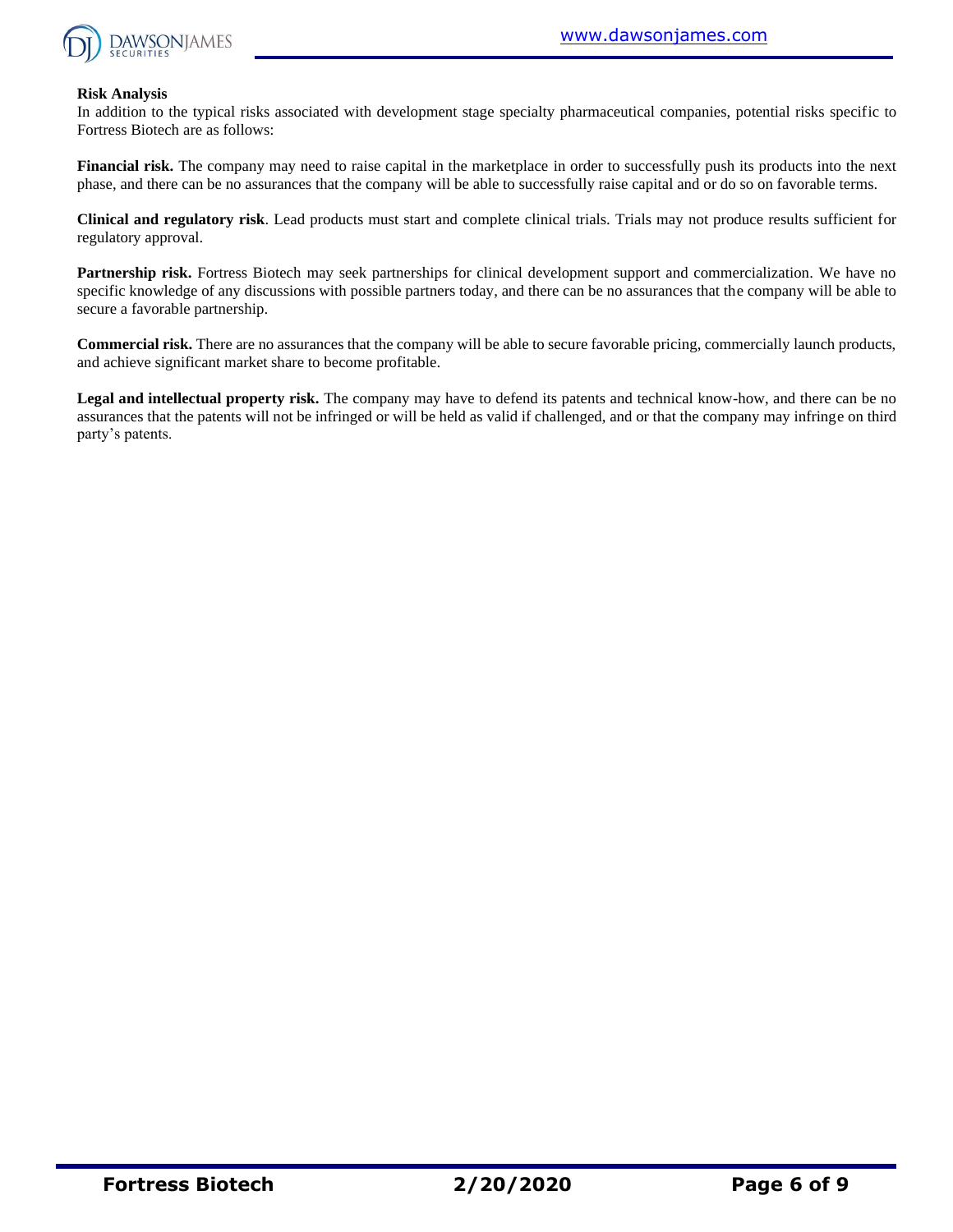**Risk Analysis**

In addition to the typical risks associated with development stage specialty pharmaceutical companies, potential risks specific to Fortress Biotech are as follows:

**Financial risk.** The company may need to raise capital in the marketplace in order to successfully push its products into the next phase, and there can be no assurances that the company will be able to successfully raise capital and or do so on favorable terms.

**Clinical and regulatory risk**. Lead products must start and complete clinical trials. Trials may not produce results sufficient for regulatory approval.

**Partnership risk.** Fortress Biotech may seek partnerships for clinical development support and commercialization. We have no specific knowledge of any discussions with possible partners today, and there can be no assurances that the company will be able to secure a favorable partnership.

**Commercial risk.** There are no assurances that the company will be able to secure favorable pricing, commercially launch products, and achieve significant market share to become profitable.

**Legal and intellectual property risk.** The company may have to defend its patents and technical know-how, and there can be no assurances that the patents will not be infringed or will be held as valid if challenged, and or that the company may infringe on third party's patents.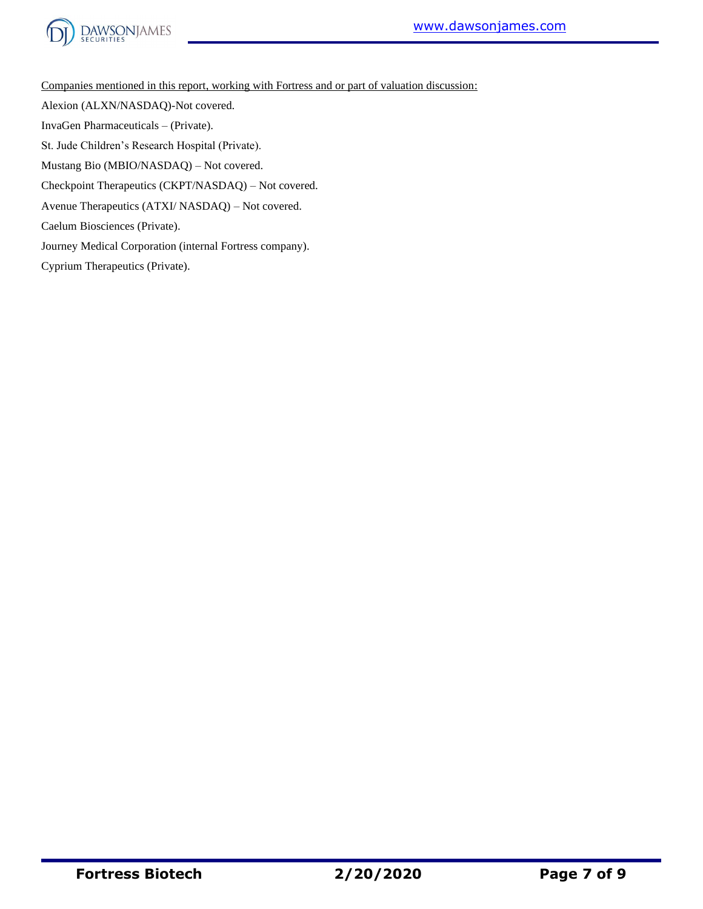<u>Companies mentioned in this report, working with Fortress and or part of valuation discussion:</u>

Alexion (ALXN/NASDAQ)-Not covered.

InvaGen Pharmaceuticals – (Private).

St. Jude Children's Research Hospital (Private).

Mustang Bio (MBIO/NASDAQ) – Not covered.

Checkpoint Therapeutics (CKPT/NASDAQ) – Not covered.

Avenue Therapeutics (ATXI/ NASDAQ) – Not covered.

Caelum Biosciences (Private).

Journey Medical Corporation (internal Fortress company).

Cyprium Therapeutics (Private).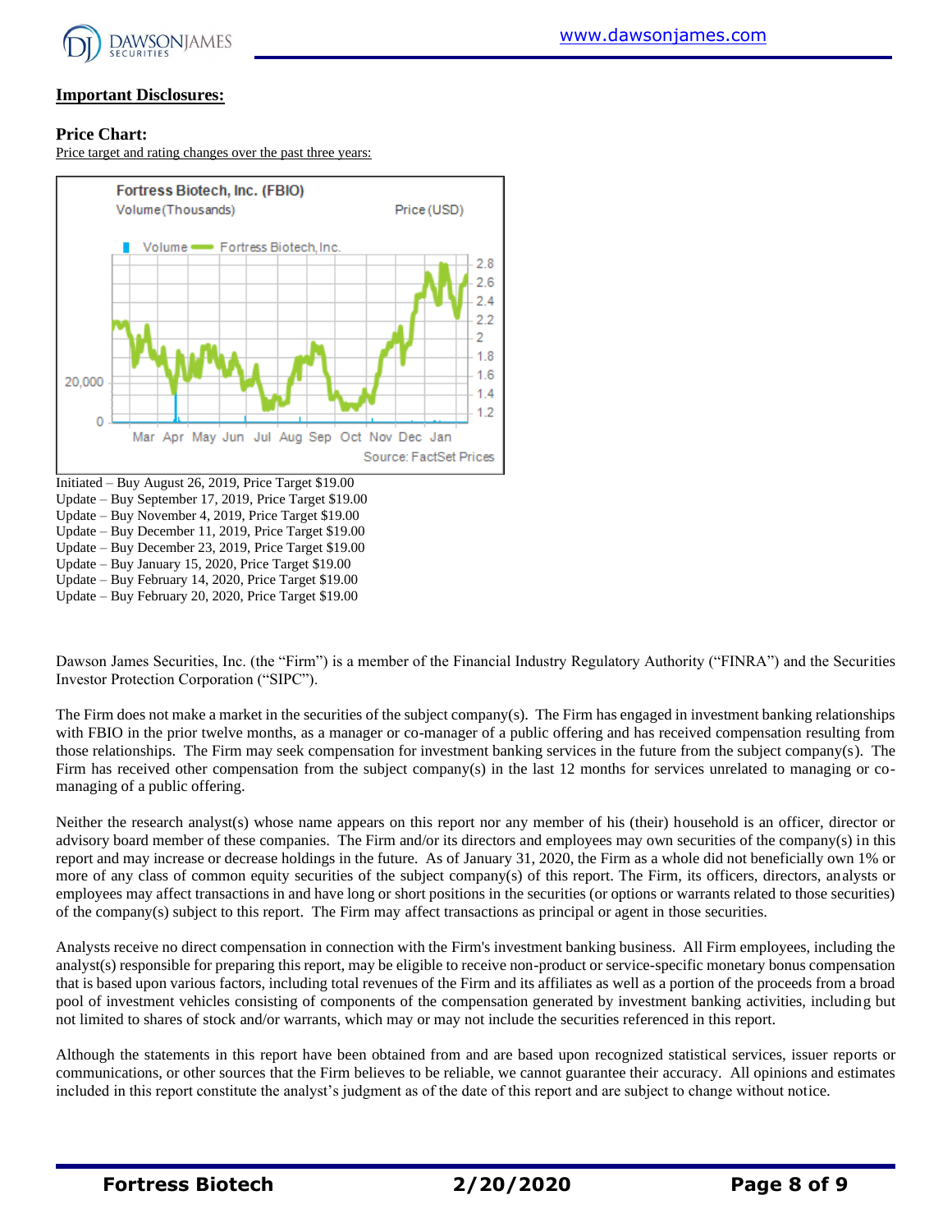## Important Disclosures:

### Price Chart:

Price target and rating changes over the past three years:

Initiated – Buy August 26, 2019, Price Target $19.00
Update – Buy September 17, 2019, Price Target $19.00
Update – Buy November 4, 2019, Price Target $19.00
Update – Buy December 11, 2019, Price Target $19.00
Update – Buy December 23, 2019, Price Target $19.00
Update – Buy January 15, 2020, Price Target $19.00
Update – Buy February 14, 2020, Price Target $19.00
Update – Buy February 20, 2020, Price Target $19.00

Dawson James Securities, Inc. (the "Firm") is a member of the Financial Industry Regulatory Authority ("FINRA") and the Securities Investor Protection Corporation ("SIPC").

The Firm does not make a market in the securities of the subject company(s). The Firm has engaged in investment banking relationships with FBIO in the prior twelve months, as a manager or co-manager of a public offering and has received compensation resulting from those relationships. The Firm may seek compensation for investment banking services in the future from the subject company(s). The Firm has received other compensation from the subject company(s) in the last 12 months for services unrelated to managing or co-managing of a public offering.

Neither the research analyst(s) whose name appears on this report nor any member of his (their) household is an officer, director or advisory board member of these companies. The Firm and/or its directors and employees may own securities of the company(s) in this report and may increase or decrease holdings in the future. As of January 31, 2020, the Firm as a whole did not beneficially own 1% or more of any class of common equity securities of the subject company(s) of this report. The Firm, its officers, directors, analysts or employees may affect transactions in and have long or short positions in the securities (or options or warrants related to those securities) of the company(s) subject to this report. The Firm may affect transactions as principal or agent in those securities.

Analysts receive no direct compensation in connection with the Firm's investment banking business. All Firm employees, including the analyst(s) responsible for preparing this report, may be eligible to receive non-product or service-specific monetary bonus compensation that is based upon various factors, including total revenues of the Firm and its affiliates as well as a portion of the proceeds from a broad pool of investment vehicles consisting of components of the compensation generated by investment banking activities, including but not limited to shares of stock and/or warrants, which may or may not include the securities referenced in this report.

Although the statements in this report have been obtained from and are based upon recognized statistical services, issuer reports or communications, or other sources that the Firm believes to be reliable, we cannot guarantee their accuracy. All opinions and estimates included in this report constitute the analyst's judgment as of the date of this report and are subject to change without notice.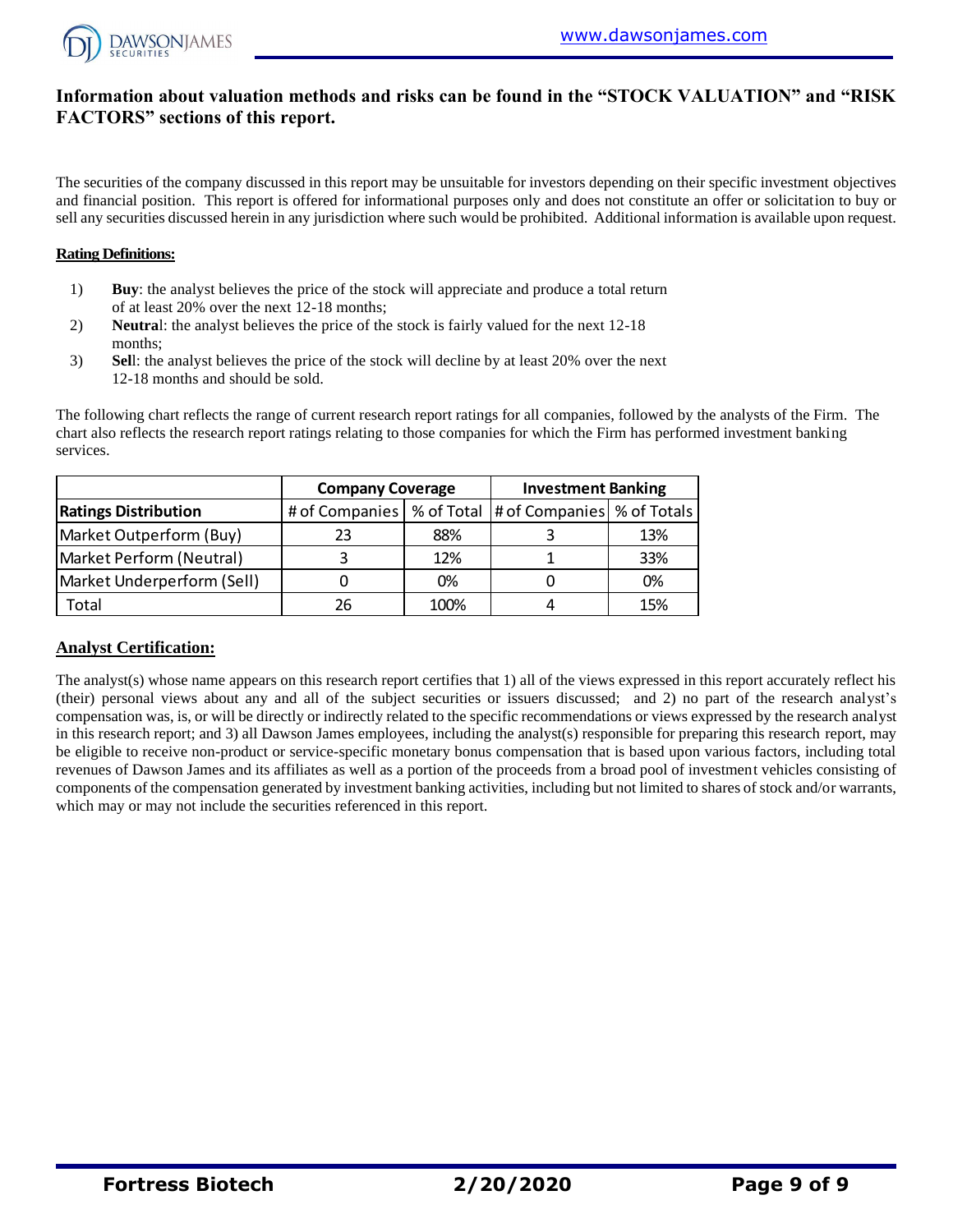**Information about valuation methods and risks can be found in the "STOCK VALUATION" and "RISK FACTORS" sections of this report.**

The securities of the company discussed in this report may be unsuitable for investors depending on their specific investment objectives and financial position. This report is offered for informational purposes only and does not constitute an offer or solicitation to buy or sell any securities discussed herein in any jurisdiction where such would be prohibited. Additional information is available upon request.

**Rating Definitions:**

1) **Buy**: the analyst believes the price of the stock will appreciate and produce a total return of at least 20% over the next 12-18 months;
2) **Neutral**: the analyst believes the price of the stock is fairly valued for the next 12-18 months;
3) **Sell**: the analyst believes the price of the stock will decline by at least 20% over the next 12-18 months and should be sold.

The following chart reflects the range of current research report ratings for all companies, followed by the analysts of the Firm. The chart also reflects the research report ratings relating to those companies for which the Firm has performed investment banking services.

| | Company Coverage | | Investment Banking | |
|---|---|---|---|---|
| **Ratings Distribution** | # of Companies | % of Total | # of Companies | % of Totals |
| Market Outperform (Buy) | 23 | 88% | 3 | 13% |
| Market Perform (Neutral) | 3 | 12% | 1 | 33% |
| Market Underperform (Sell) | 0 | 0% | 0 | 0% |
| Total | 26 | 100% | 4 | 15% |

**Analyst Certification:**

The analyst(s) whose name appears on this research report certifies that 1) all of the views expressed in this report accurately reflect his (their) personal views about any and all of the subject securities or issuers discussed; and 2) no part of the research analyst's compensation was, is, or will be directly or indirectly related to the specific recommendations or views expressed by the research analyst in this research report; and 3) all Dawson James employees, including the analyst(s) responsible for preparing this research report, may be eligible to receive non-product or service-specific monetary bonus compensation that is based upon various factors, including total revenues of Dawson James and its affiliates as well as a portion of the proceeds from a broad pool of investment vehicles consisting of components of the compensation generated by investment banking activities, including but not limited to shares of stock and/or warrants, which may or may not include the securities referenced in this report.